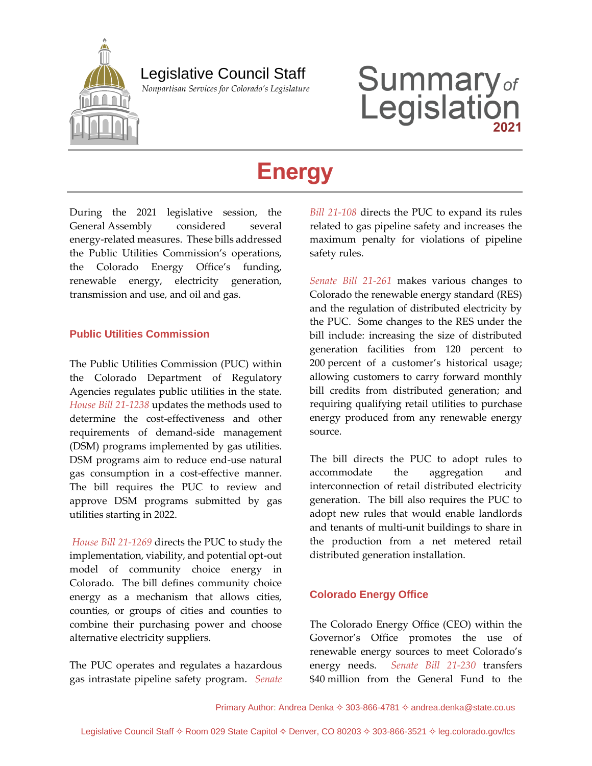# Legislative Council Staff

*Nonpartisan Services for Colorado's Legislature*

# Summary of Legislation 2021

# Energy

During the 2021 legislative session, the General Assembly considered several energy-related measures. These bills addressed the Public Utilities Commission's operations, the Colorado Energy Office's funding, renewable energy, electricity generation, transmission and use, and oil and gas.

## Public Utilities Commission

The Public Utilities Commission (PUC) within the Colorado Department of Regulatory Agencies regulates public utilities in the state. *House Bill 21-1238* updates the methods used to determine the cost-effectiveness and other requirements of demand-side management (DSM) programs implemented by gas utilities. DSM programs aim to reduce end-use natural gas consumption in a cost-effective manner. The bill requires the PUC to review and approve DSM programs submitted by gas utilities starting in 2022.

*House Bill 21-1269* directs the PUC to study the implementation, viability, and potential opt-out model of community choice energy in Colorado. The bill defines community choice energy as a mechanism that allows cities, counties, or groups of cities and counties to combine their purchasing power and choose alternative electricity suppliers.

The PUC operates and regulates a hazardous gas intrastate pipeline safety program. *Senate Bill 21-108* directs the PUC to expand its rules related to gas pipeline safety and increases the maximum penalty for violations of pipeline safety rules.

*Senate Bill 21-261* makes various changes to Colorado the renewable energy standard (RES) and the regulation of distributed electricity by the PUC. Some changes to the RES under the bill include: increasing the size of distributed generation facilities from 120 percent to 200 percent of a customer's historical usage; allowing customers to carry forward monthly bill credits from distributed generation; and requiring qualifying retail utilities to purchase energy produced from any renewable energy source.

The bill directs the PUC to adopt rules to accommodate the aggregation and interconnection of retail distributed electricity generation. The bill also requires the PUC to adopt new rules that would enable landlords and tenants of multi-unit buildings to share in the production from a net metered retail distributed generation installation.

## Colorado Energy Office

The Colorado Energy Office (CEO) within the Governor's Office promotes the use of renewable energy sources to meet Colorado's energy needs. *Senate Bill 21-230* transfers $40 million from the General Fund to the

Primary Author: Andrea Denka ✧ 303-866-4781 ✧ andrea.denka@state.co.us

Legislative Council Staff ✧ Room 029 State Capitol ✧ Denver, CO 80203 ✧ 303-866-3521 ✧ leg.colorado.gov/lcs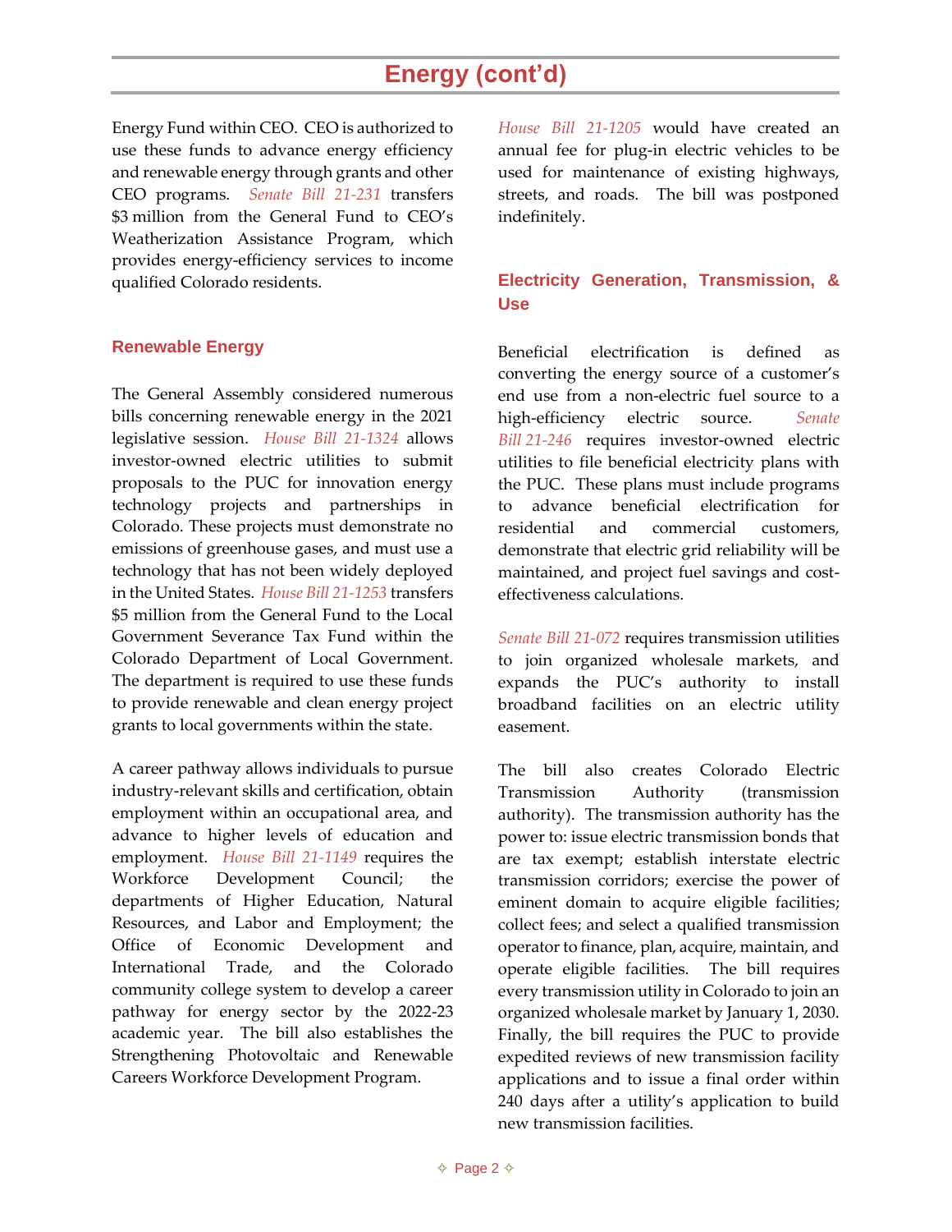# Energy (cont'd)

Energy Fund within CEO. CEO is authorized to use these funds to advance energy efficiency and renewable energy through grants and other CEO programs. *Senate Bill 21-231* transfers $3 million from the General Fund to CEO's Weatherization Assistance Program, which provides energy-efficiency services to income qualified Colorado residents.

## Renewable Energy

The General Assembly considered numerous bills concerning renewable energy in the 2021 legislative session. *House Bill 21-1324* allows investor-owned electric utilities to submit proposals to the PUC for innovation energy technology projects and partnerships in Colorado. These projects must demonstrate no emissions of greenhouse gases, and must use a technology that has not been widely deployed in the United States. *House Bill 21-1253* transfers $5 million from the General Fund to the Local Government Severance Tax Fund within the Colorado Department of Local Government. The department is required to use these funds to provide renewable and clean energy project grants to local governments within the state.

A career pathway allows individuals to pursue industry-relevant skills and certification, obtain employment within an occupational area, and advance to higher levels of education and employment. *House Bill 21-1149* requires the Workforce Development Council; the departments of Higher Education, Natural Resources, and Labor and Employment; the Office of Economic Development and International Trade, and the Colorado community college system to develop a career pathway for energy sector by the 2022-23 academic year. The bill also establishes the Strengthening Photovoltaic and Renewable Careers Workforce Development Program.

*House Bill 21-1205* would have created an annual fee for plug-in electric vehicles to be used for maintenance of existing highways, streets, and roads. The bill was postponed indefinitely.

## Electricity Generation, Transmission, & Use

Beneficial electrification is defined as converting the energy source of a customer's end use from a non-electric fuel source to a high-efficiency electric source. *Senate Bill 21-246* requires investor-owned electric utilities to file beneficial electricity plans with the PUC. These plans must include programs to advance beneficial electrification for residential and commercial customers, demonstrate that electric grid reliability will be maintained, and project fuel savings and cost-effectiveness calculations.

*Senate Bill 21-072* requires transmission utilities to join organized wholesale markets, and expands the PUC's authority to install broadband facilities on an electric utility easement.

The bill also creates Colorado Electric Transmission Authority (transmission authority). The transmission authority has the power to: issue electric transmission bonds that are tax exempt; establish interstate electric transmission corridors; exercise the power of eminent domain to acquire eligible facilities; collect fees; and select a qualified transmission operator to finance, plan, acquire, maintain, and operate eligible facilities. The bill requires every transmission utility in Colorado to join an organized wholesale market by January 1, 2030. Finally, the bill requires the PUC to provide expedited reviews of new transmission facility applications and to issue a final order within 240 days after a utility's application to build new transmission facilities.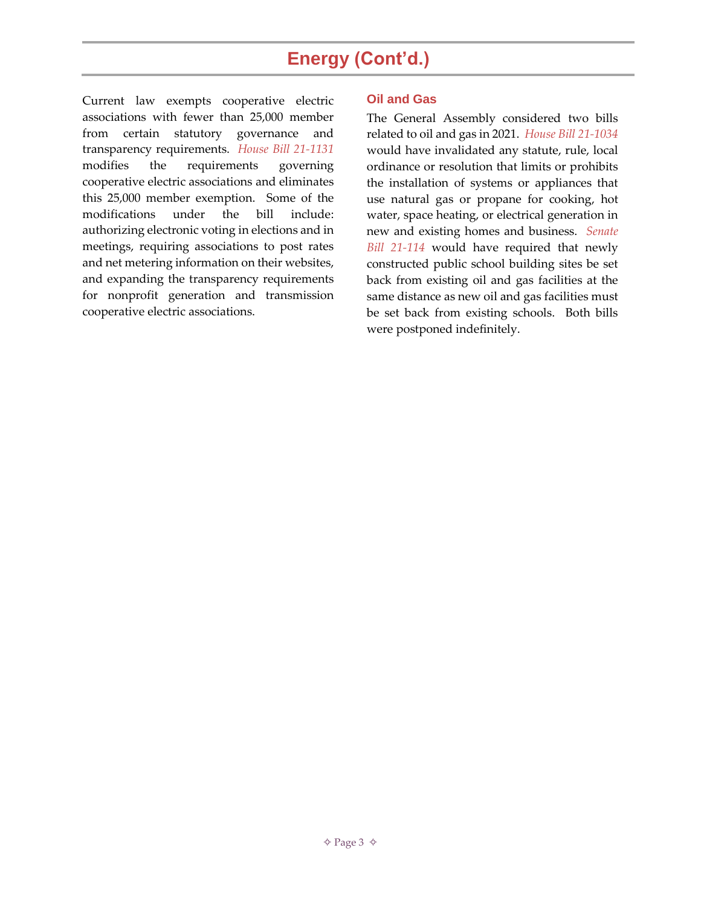# Energy (Cont'd.)

Current law exempts cooperative electric associations with fewer than 25,000 member from certain statutory governance and transparency requirements. *House Bill 21-1131* modifies the requirements governing cooperative electric associations and eliminates this 25,000 member exemption. Some of the modifications under the bill include: authorizing electronic voting in elections and in meetings, requiring associations to post rates and net metering information on their websites, and expanding the transparency requirements for nonprofit generation and transmission cooperative electric associations.

## Oil and Gas

The General Assembly considered two bills related to oil and gas in 2021. *House Bill 21-1034* would have invalidated any statute, rule, local ordinance or resolution that limits or prohibits the installation of systems or appliances that use natural gas or propane for cooking, hot water, space heating, or electrical generation in new and existing homes and business. *Senate Bill 21-114* would have required that newly constructed public school building sites be set back from existing oil and gas facilities at the same distance as new oil and gas facilities must be set back from existing schools. Both bills were postponed indefinitely.